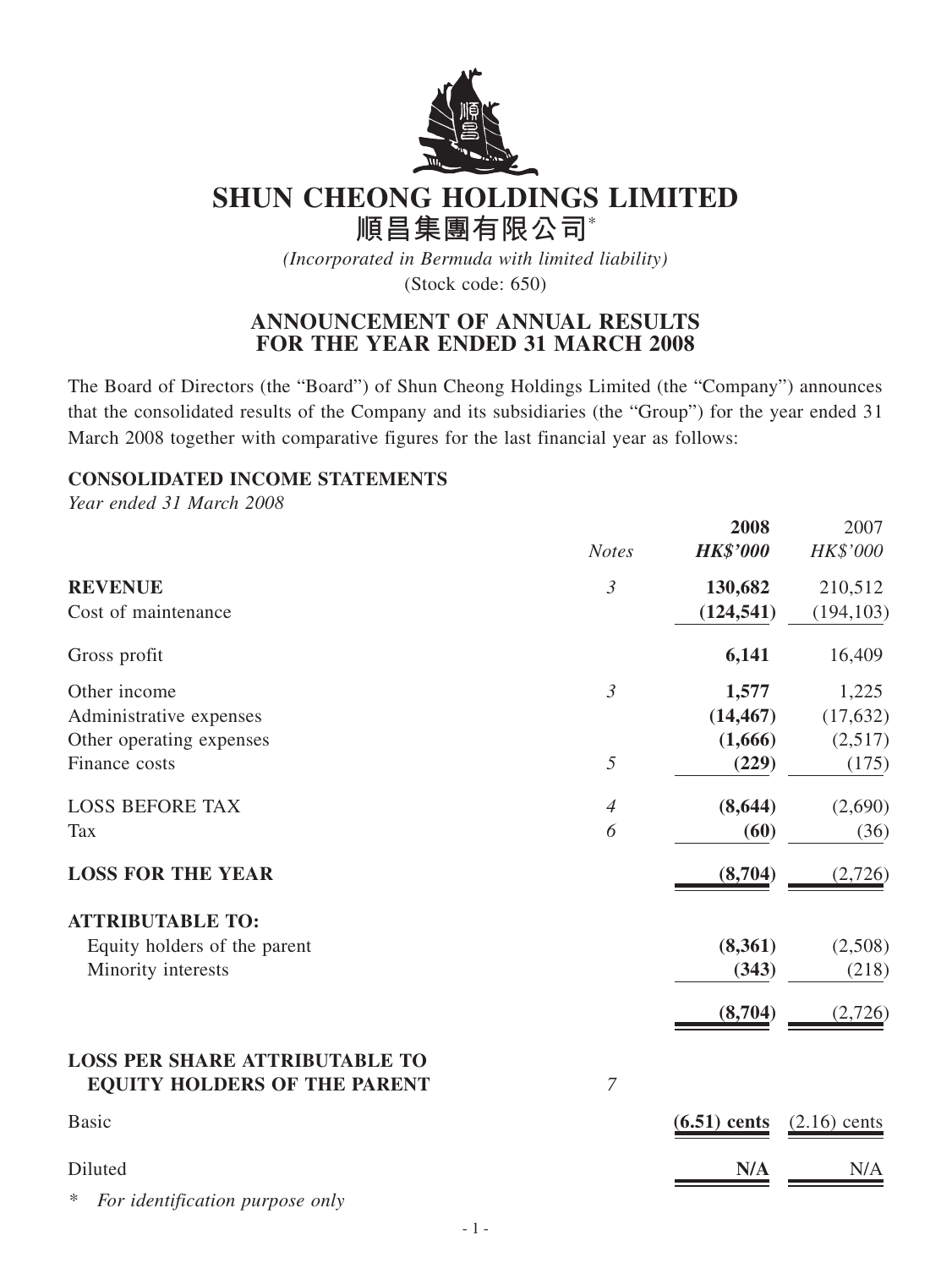# SHUN CHEONG HOLDINGS LIMITED

# 順昌集團有限公司*

*(Incorporated in Bermuda with limited liability)*

(Stock code: 650)

## ANNOUNCEMENT OF ANNUAL RESULTS FOR THE YEAR ENDED 31 MARCH 2008

The Board of Directors (the "Board") of Shun Cheong Holdings Limited (the "Company") announces that the consolidated results of the Company and its subsidiaries (the "Group") for the year ended 31 March 2008 together with comparative figures for the last financial year as follows:

### CONSOLIDATED INCOME STATEMENTS

*Year ended 31 March 2008*

| | *Notes* | **2008** ***HK$'000*** | 2007 *HK$'000* |
|---|---|---|---|
| **REVENUE** | *3* | **130,682** | 210,512 |
| Cost of maintenance | | **(124,541)** | (194,103) |
| Gross profit | | **6,141** | 16,409 |
| Other income | *3* | **1,577** | 1,225 |
| Administrative expenses | | **(14,467)** | (17,632) |
| Other operating expenses | | **(1,666)** | (2,517) |
| Finance costs | *5* | **(229)** | (175) |
| LOSS BEFORE TAX | *4* | **(8,644)** | (2,690) |
| Tax | *6* | **(60)** | (36) |
| **LOSS FOR THE YEAR** | | **(8,704)** | (2,726) |
| **ATTRIBUTABLE TO:** | | | |
| Equity holders of the parent | | **(8,361)** | (2,508) |
| Minority interests | | **(343)** | (218) |
| | | **(8,704)** | (2,726) |
| **LOSS PER SHARE ATTRIBUTABLE TO EQUITY HOLDERS OF THE PARENT** | *7* | | |
| Basic | | **(6.51) cents** | (2.16) cents |
| Diluted | | **N/A** | N/A |

\* *For identification purpose only*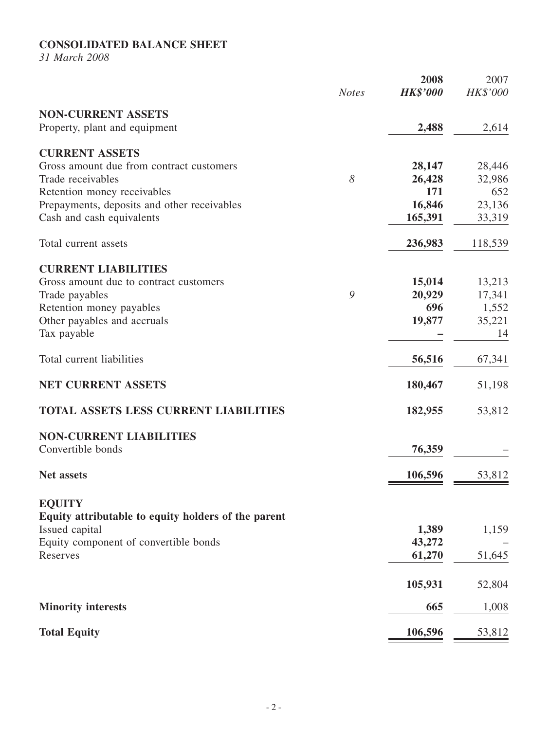## CONSOLIDATED BALANCE SHEET

*31 March 2008*

| | *Notes* | **2008** **HK$'000** | 2007 HK$'000 |
|---|---|---|---|
| **NON-CURRENT ASSETS** | | | |
| Property, plant and equipment | | **2,488** | 2,614 |
| **CURRENT ASSETS** | | | |
| Gross amount due from contract customers | | **28,147** | 28,446 |
| Trade receivables | *8* | **26,428** | 32,986 |
| Retention money receivables | | **171** | 652 |
| Prepayments, deposits and other receivables | | **16,846** | 23,136 |
| Cash and cash equivalents | | **165,391** | 33,319 |
| Total current assets | | **236,983** | 118,539 |
| **CURRENT LIABILITIES** | | | |
| Gross amount due to contract customers | | **15,014** | 13,213 |
| Trade payables | *9* | **20,929** | 17,341 |
| Retention money payables | | **696** | 1,552 |
| Other payables and accruals | | **19,877** | 35,221 |
| Tax payable | | **–** | 14 |
| Total current liabilities | | **56,516** | 67,341 |
| **NET CURRENT ASSETS** | | **180,467** | 51,198 |
| **TOTAL ASSETS LESS CURRENT LIABILITIES** | | **182,955** | 53,812 |
| **NON-CURRENT LIABILITIES** | | | |
| Convertible bonds | | **76,359** | – |
| **Net assets** | | **106,596** | 53,812 |
| **EQUITY** | | | |
| **Equity attributable to equity holders of the parent** | | | |
| Issued capital | | **1,389** | 1,159 |
| Equity component of convertible bonds | | **43,272** | – |
| Reserves | | **61,270** | 51,645 |
| | | **105,931** | 52,804 |
| **Minority interests** | | **665** | 1,008 |
| **Total Equity** | | **106,596** | 53,812 |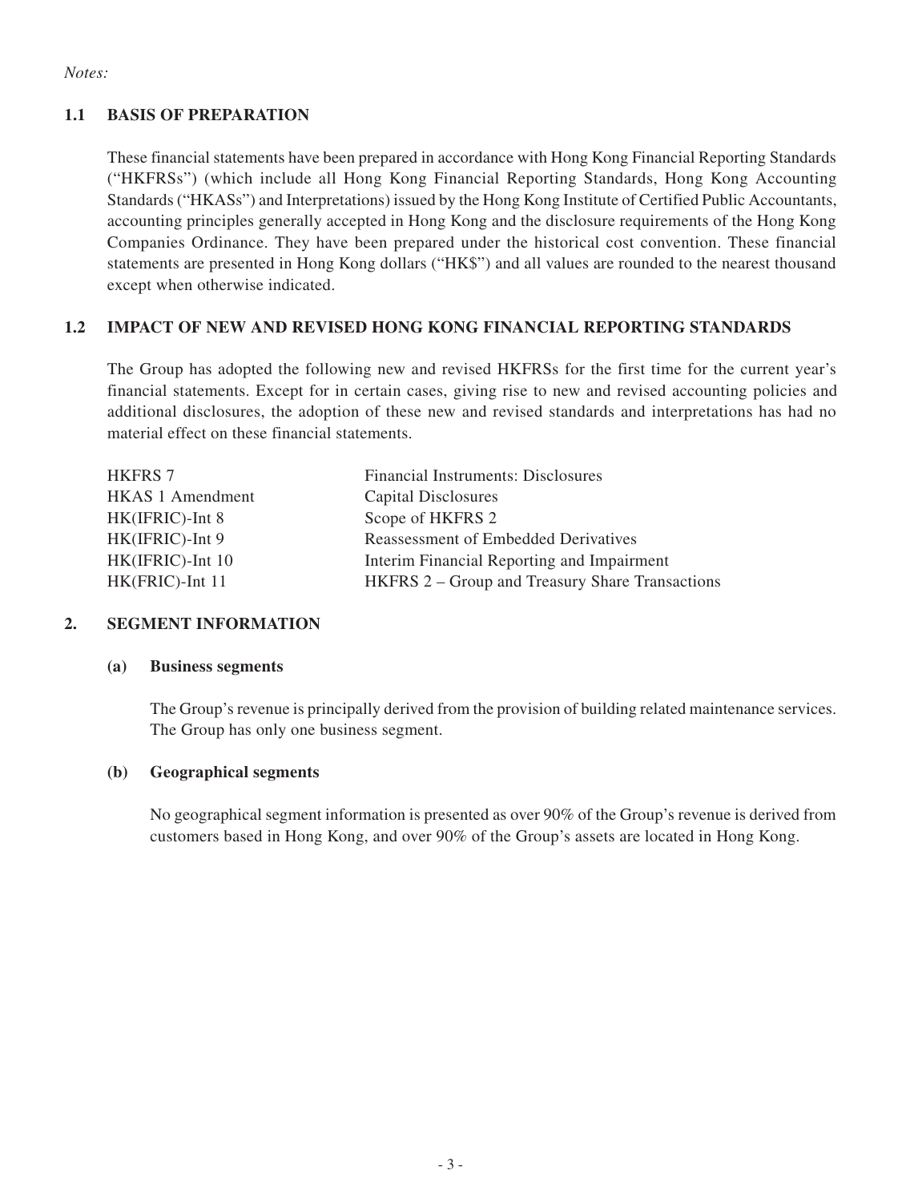*Notes:*

## 1.1 BASIS OF PREPARATION

These financial statements have been prepared in accordance with Hong Kong Financial Reporting Standards ("HKFRSs") (which include all Hong Kong Financial Reporting Standards, Hong Kong Accounting Standards ("HKASs") and Interpretations) issued by the Hong Kong Institute of Certified Public Accountants, accounting principles generally accepted in Hong Kong and the disclosure requirements of the Hong Kong Companies Ordinance. They have been prepared under the historical cost convention. These financial statements are presented in Hong Kong dollars ("HK$") and all values are rounded to the nearest thousand except when otherwise indicated.

## 1.2 IMPACT OF NEW AND REVISED HONG KONG FINANCIAL REPORTING STANDARDS

The Group has adopted the following new and revised HKFRSs for the first time for the current year's financial statements. Except for in certain cases, giving rise to new and revised accounting policies and additional disclosures, the adoption of these new and revised standards and interpretations has had no material effect on these financial statements.

| | |
|---|---|
| HKFRS 7 | Financial Instruments: Disclosures |
| HKAS 1 Amendment | Capital Disclosures |
| HK(IFRIC)-Int 8 | Scope of HKFRS 2 |
| HK(IFRIC)-Int 9 | Reassessment of Embedded Derivatives |
| HK(IFRIC)-Int 10 | Interim Financial Reporting and Impairment |
| HK(FRIC)-Int 11 | HKFRS 2 – Group and Treasury Share Transactions |

## 2. SEGMENT INFORMATION

### (a) Business segments

The Group's revenue is principally derived from the provision of building related maintenance services. The Group has only one business segment.

### (b) Geographical segments

No geographical segment information is presented as over 90% of the Group's revenue is derived from customers based in Hong Kong, and over 90% of the Group's assets are located in Hong Kong.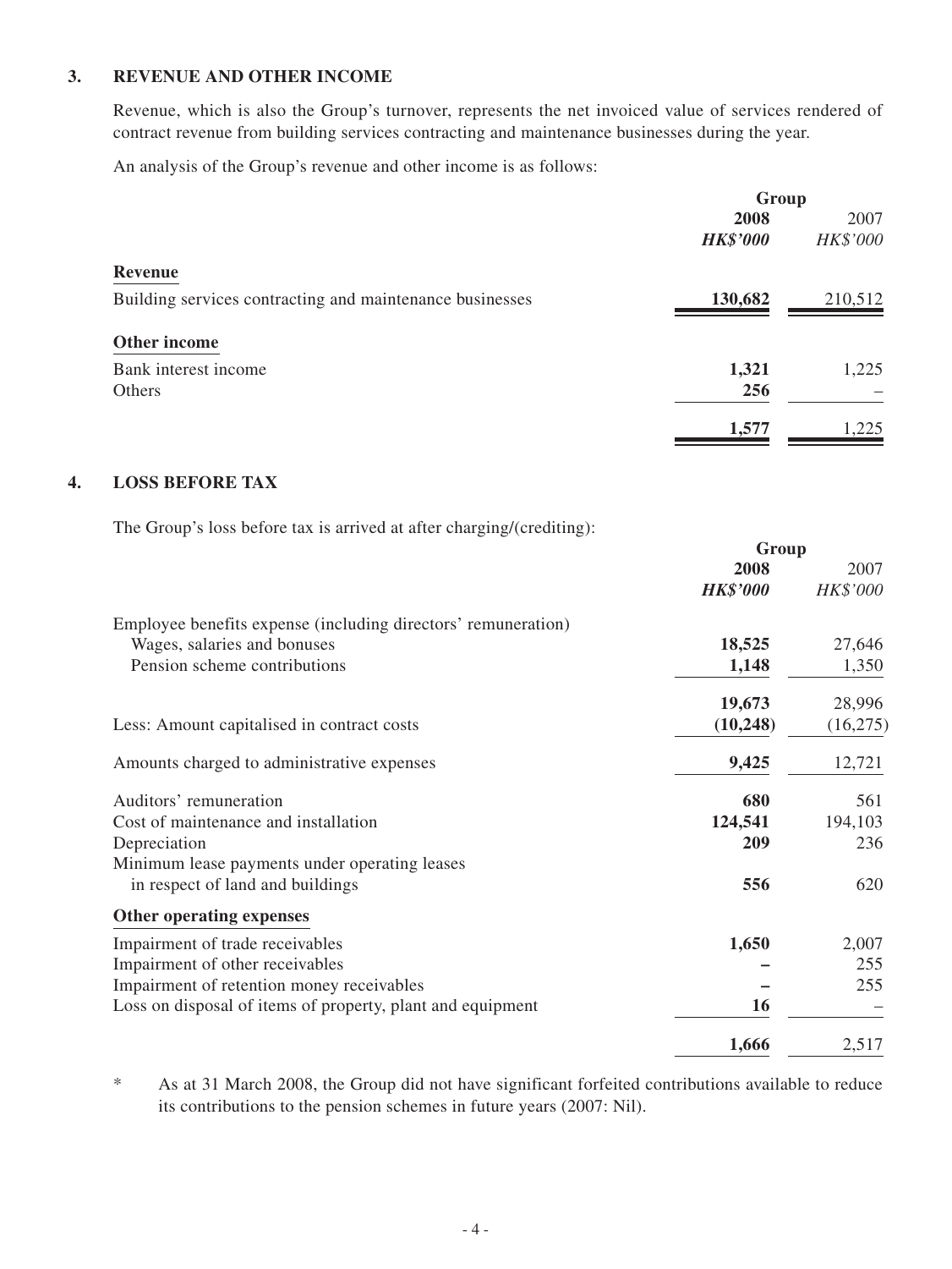### 3. REVENUE AND OTHER INCOME

Revenue, which is also the Group's turnover, represents the net invoiced value of services rendered of contract revenue from building services contracting and maintenance businesses during the year.

An analysis of the Group's revenue and other income is as follows:

| | Group | |
|---|---|---|
| | **2008** | 2007 |
| | ***HK$'000*** | *HK$'000* |
| **Revenue** | | |
| Building services contracting and maintenance businesses | **130,682** | 210,512 |
| **Other income** | | |
| Bank interest income | **1,321** | 1,225 |
| Others | **256** | – |
| | **1,577** | 1,225 |

### 4. LOSS BEFORE TAX

The Group's loss before tax is arrived at after charging/(crediting):

| | Group | |
|---|---|---|
| | **2008** | 2007 |
| | ***HK$'000*** | *HK$'000* |
| Employee benefits expense (including directors' remuneration) | | |
| Wages, salaries and bonuses | **18,525** | 27,646 |
| Pension scheme contributions | **1,148** | 1,350 |
| | **19,673** | 28,996 |
| Less: Amount capitalised in contract costs | **(10,248)** | (16,275) |
| Amounts charged to administrative expenses | **9,425** | 12,721 |
| Auditors' remuneration | **680** | 561 |
| Cost of maintenance and installation | **124,541** | 194,103 |
| Depreciation | **209** | 236 |
| Minimum lease payments under operating leases in respect of land and buildings | **556** | 620 |
| **Other operating expenses** | | |
| Impairment of trade receivables | **1,650** | 2,007 |
| Impairment of other receivables | **–** | 255 |
| Impairment of retention money receivables | **–** | 255 |
| Loss on disposal of items of property, plant and equipment | **16** | – |
| | **1,666** | 2,517 |

\* As at 31 March 2008, the Group did not have significant forfeited contributions available to reduce its contributions to the pension schemes in future years (2007: Nil).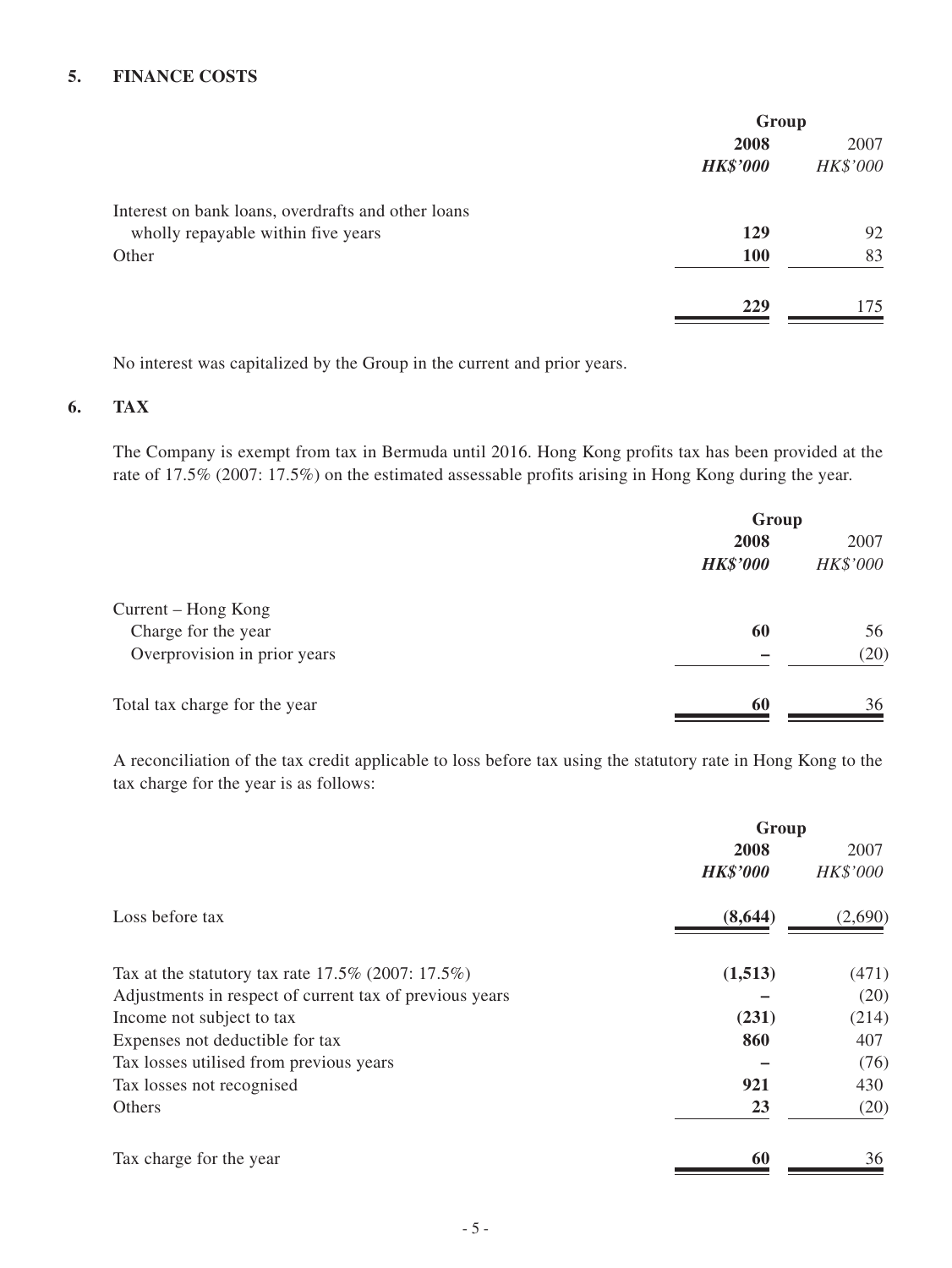## 5. FINANCE COSTS

| | Group | |
|---|---|---|
| | **2008** | 2007 |
| | ***HK$'000*** | *HK$'000* |
| Interest on bank loans, overdrafts and other loans wholly repayable within five years | **129** | 92 |
| Other | **100** | 83 |
| | **229** | 175 |

No interest was capitalized by the Group in the current and prior years.

## 6. TAX

The Company is exempt from tax in Bermuda until 2016. Hong Kong profits tax has been provided at the rate of 17.5% (2007: 17.5%) on the estimated assessable profits arising in Hong Kong during the year.

| | Group | |
|---|---|---|
| | **2008** | 2007 |
| | ***HK$'000*** | *HK$'000* |
| Current – Hong Kong | | |
| Charge for the year | **60** | 56 |
| Overprovision in prior years | **–** | (20) |
| Total tax charge for the year | **60** | 36 |

A reconciliation of the tax credit applicable to loss before tax using the statutory rate in Hong Kong to the tax charge for the year is as follows:

| | Group | |
|---|---|---|
| | **2008** | 2007 |
| | ***HK$'000*** | *HK$'000* |
| Loss before tax | **(8,644)** | (2,690) |
| Tax at the statutory tax rate 17.5% (2007: 17.5%) | **(1,513)** | (471) |
| Adjustments in respect of current tax of previous years | **–** | (20) |
| Income not subject to tax | **(231)** | (214) |
| Expenses not deductible for tax | **860** | 407 |
| Tax losses utilised from previous years | **–** | (76) |
| Tax losses not recognised | **921** | 430 |
| Others | **23** | (20) |
| Tax charge for the year | **60** | 36 |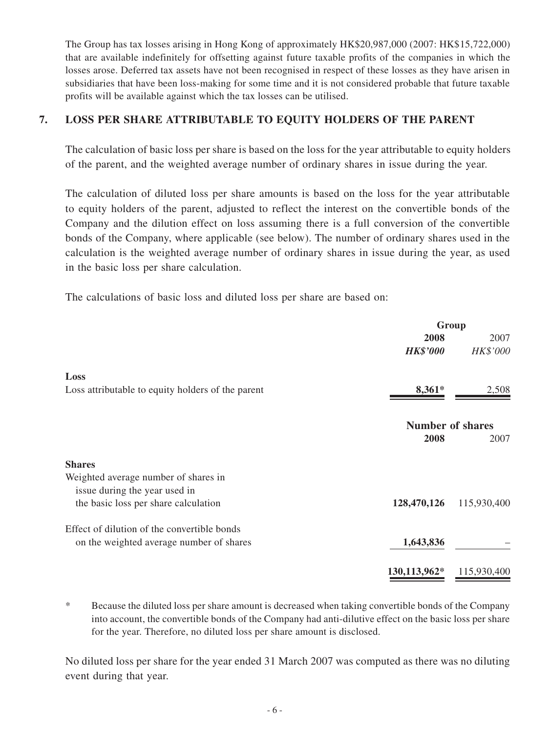The Group has tax losses arising in Hong Kong of approximately HK$20,987,000 (2007: HK$15,722,000) that are available indefinitely for offsetting against future taxable profits of the companies in which the losses arose. Deferred tax assets have not been recognised in respect of these losses as they have arisen in subsidiaries that have been loss-making for some time and it is not considered probable that future taxable profits will be available against which the tax losses can be utilised.

## 7. LOSS PER SHARE ATTRIBUTABLE TO EQUITY HOLDERS OF THE PARENT

The calculation of basic loss per share is based on the loss for the year attributable to equity holders of the parent, and the weighted average number of ordinary shares in issue during the year.

The calculation of diluted loss per share amounts is based on the loss for the year attributable to equity holders of the parent, adjusted to reflect the interest on the convertible bonds of the Company and the dilution effect on loss assuming there is a full conversion of the convertible bonds of the Company, where applicable (see below). The number of ordinary shares used in the calculation is the weighted average number of ordinary shares in issue during the year, as used in the basic loss per share calculation.

The calculations of basic loss and diluted loss per share are based on:

| | Group | |
|---|---|---|
| | **2008** | 2007 |
| | ***HK$'000*** | *HK$'000* |
| **Loss** | | |
| Loss attributable to equity holders of the parent | **8,361*** | 2,508 |
| | **Number of shares** | |
| | **2008** | 2007 |
| **Shares** | | |
| Weighted average number of shares in issue during the year used in the basic loss per share calculation | **128,470,126** | 115,930,400 |
| Effect of dilution of the convertible bonds on the weighted average number of shares | **1,643,836** | – |
| | **130,113,962*** | 115,930,400 |

\* Because the diluted loss per share amount is decreased when taking convertible bonds of the Company into account, the convertible bonds of the Company had anti-dilutive effect on the basic loss per share for the year. Therefore, no diluted loss per share amount is disclosed.

No diluted loss per share for the year ended 31 March 2007 was computed as there was no diluting event during that year.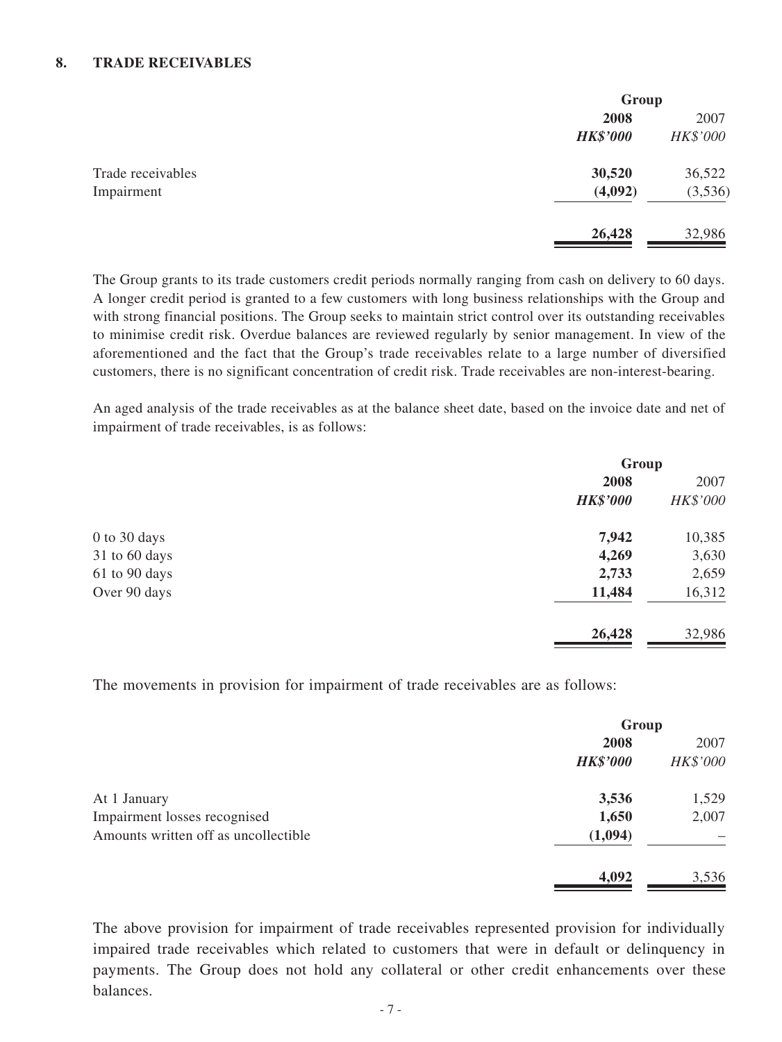## 8. TRADE RECEIVABLES

| | Group | |
|---|---|---|
| | **2008** | 2007 |
| | ***HK$'000*** | *HK$'000* |
| Trade receivables | **30,520** | 36,522 |
| Impairment | **(4,092)** | (3,536) |
| | **26,428** | 32,986 |

The Group grants to its trade customers credit periods normally ranging from cash on delivery to 60 days. A longer credit period is granted to a few customers with long business relationships with the Group and with strong financial positions. The Group seeks to maintain strict control over its outstanding receivables to minimise credit risk. Overdue balances are reviewed regularly by senior management. In view of the aforementioned and the fact that the Group's trade receivables relate to a large number of diversified customers, there is no significant concentration of credit risk. Trade receivables are non-interest-bearing.

An aged analysis of the trade receivables as at the balance sheet date, based on the invoice date and net of impairment of trade receivables, is as follows:

| | Group | |
|---|---|---|
| | **2008** | 2007 |
| | ***HK$'000*** | *HK$'000* |
| 0 to 30 days | **7,942** | 10,385 |
| 31 to 60 days | **4,269** | 3,630 |
| 61 to 90 days | **2,733** | 2,659 |
| Over 90 days | **11,484** | 16,312 |
| | **26,428** | 32,986 |

The movements in provision for impairment of trade receivables are as follows:

| | Group | |
|---|---|---|
| | **2008** | 2007 |
| | ***HK$'000*** | *HK$'000* |
| At 1 January | **3,536** | 1,529 |
| Impairment losses recognised | **1,650** | 2,007 |
| Amounts written off as uncollectible | **(1,094)** | – |
| | **4,092** | 3,536 |

The above provision for impairment of trade receivables represented provision for individually impaired trade receivables which related to customers that were in default or delinquency in payments. The Group does not hold any collateral or other credit enhancements over these balances.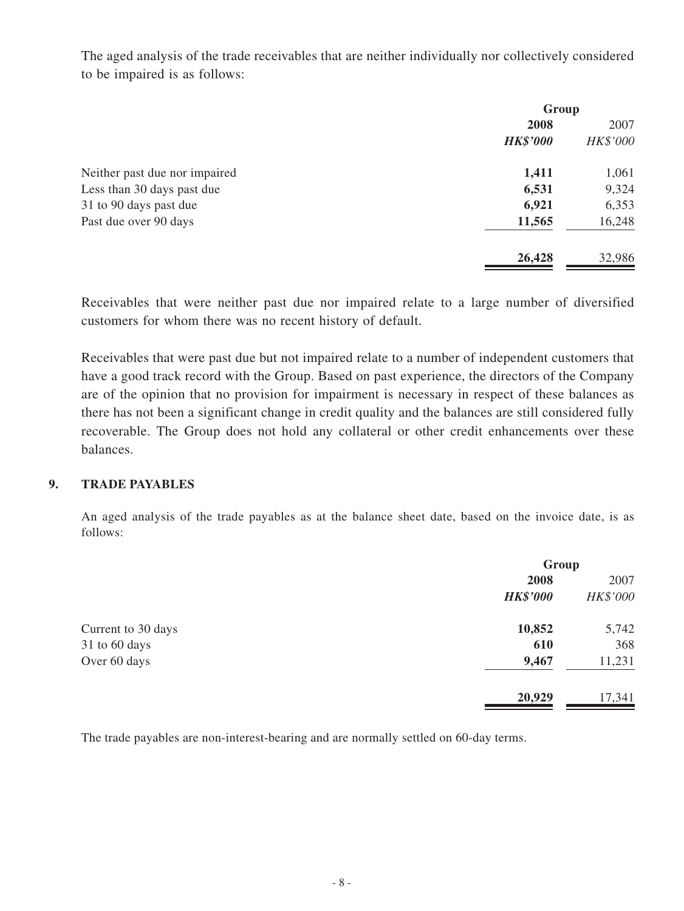The aged analysis of the trade receivables that are neither individually nor collectively considered to be impaired is as follows:

| | Group | |
|---|---|---|
| | **2008** | 2007 |
| | ***HK$'000*** | *HK$'000* |
| Neither past due nor impaired | **1,411** | 1,061 |
| Less than 30 days past due | **6,531** | 9,324 |
| 31 to 90 days past due | **6,921** | 6,353 |
| Past due over 90 days | **11,565** | 16,248 |
| | **26,428** | 32,986 |

Receivables that were neither past due nor impaired relate to a large number of diversified customers for whom there was no recent history of default.

Receivables that were past due but not impaired relate to a number of independent customers that have a good track record with the Group. Based on past experience, the directors of the Company are of the opinion that no provision for impairment is necessary in respect of these balances as there has not been a significant change in credit quality and the balances are still considered fully recoverable. The Group does not hold any collateral or other credit enhancements over these balances.

## 9. TRADE PAYABLES

An aged analysis of the trade payables as at the balance sheet date, based on the invoice date, is as follows:

| | Group | |
|---|---|---|
| | **2008** | 2007 |
| | ***HK$'000*** | *HK$'000* |
| Current to 30 days | **10,852** | 5,742 |
| 31 to 60 days | **610** | 368 |
| Over 60 days | **9,467** | 11,231 |
| | **20,929** | 17,341 |

The trade payables are non-interest-bearing and are normally settled on 60-day terms.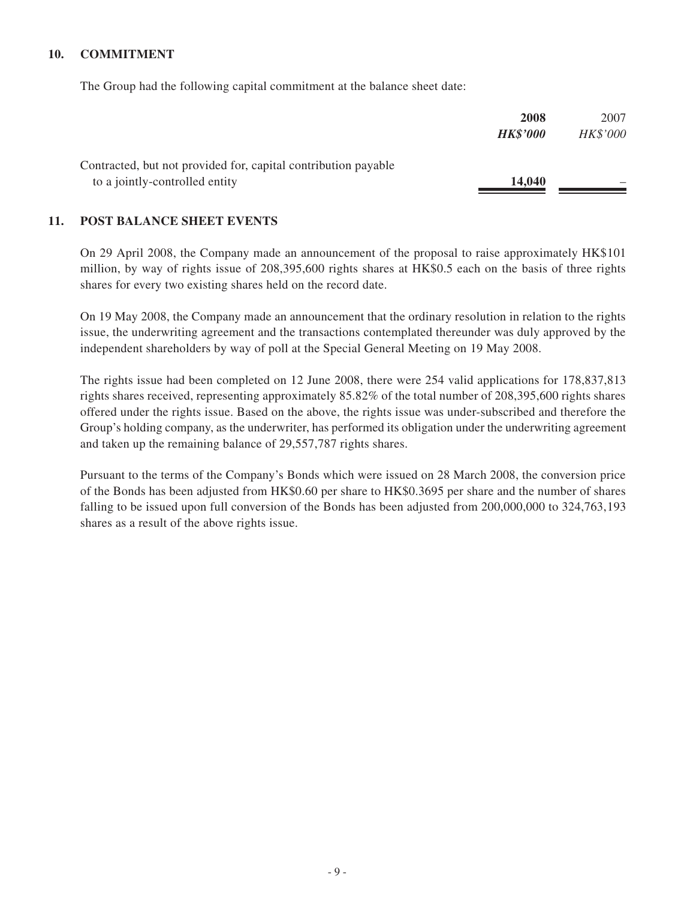## 10. COMMITMENT

The Group had the following capital commitment at the balance sheet date:

| | **2008** | 2007 |
|---|---|---|
| | ***HK$'000*** | *HK$'000* |
| Contracted, but not provided for, capital contribution payable to a jointly-controlled entity | **14,040** | – |

## 11. POST BALANCE SHEET EVENTS

On 29 April 2008, the Company made an announcement of the proposal to raise approximately HK$101 million, by way of rights issue of 208,395,600 rights shares at HK$0.5 each on the basis of three rights shares for every two existing shares held on the record date.

On 19 May 2008, the Company made an announcement that the ordinary resolution in relation to the rights issue, the underwriting agreement and the transactions contemplated thereunder was duly approved by the independent shareholders by way of poll at the Special General Meeting on 19 May 2008.

The rights issue had been completed on 12 June 2008, there were 254 valid applications for 178,837,813 rights shares received, representing approximately 85.82% of the total number of 208,395,600 rights shares offered under the rights issue. Based on the above, the rights issue was under-subscribed and therefore the Group's holding company, as the underwriter, has performed its obligation under the underwriting agreement and taken up the remaining balance of 29,557,787 rights shares.

Pursuant to the terms of the Company's Bonds which were issued on 28 March 2008, the conversion price of the Bonds has been adjusted from HK$0.60 per share to HK$0.3695 per share and the number of shares falling to be issued upon full conversion of the Bonds has been adjusted from 200,000,000 to 324,763,193 shares as a result of the above rights issue.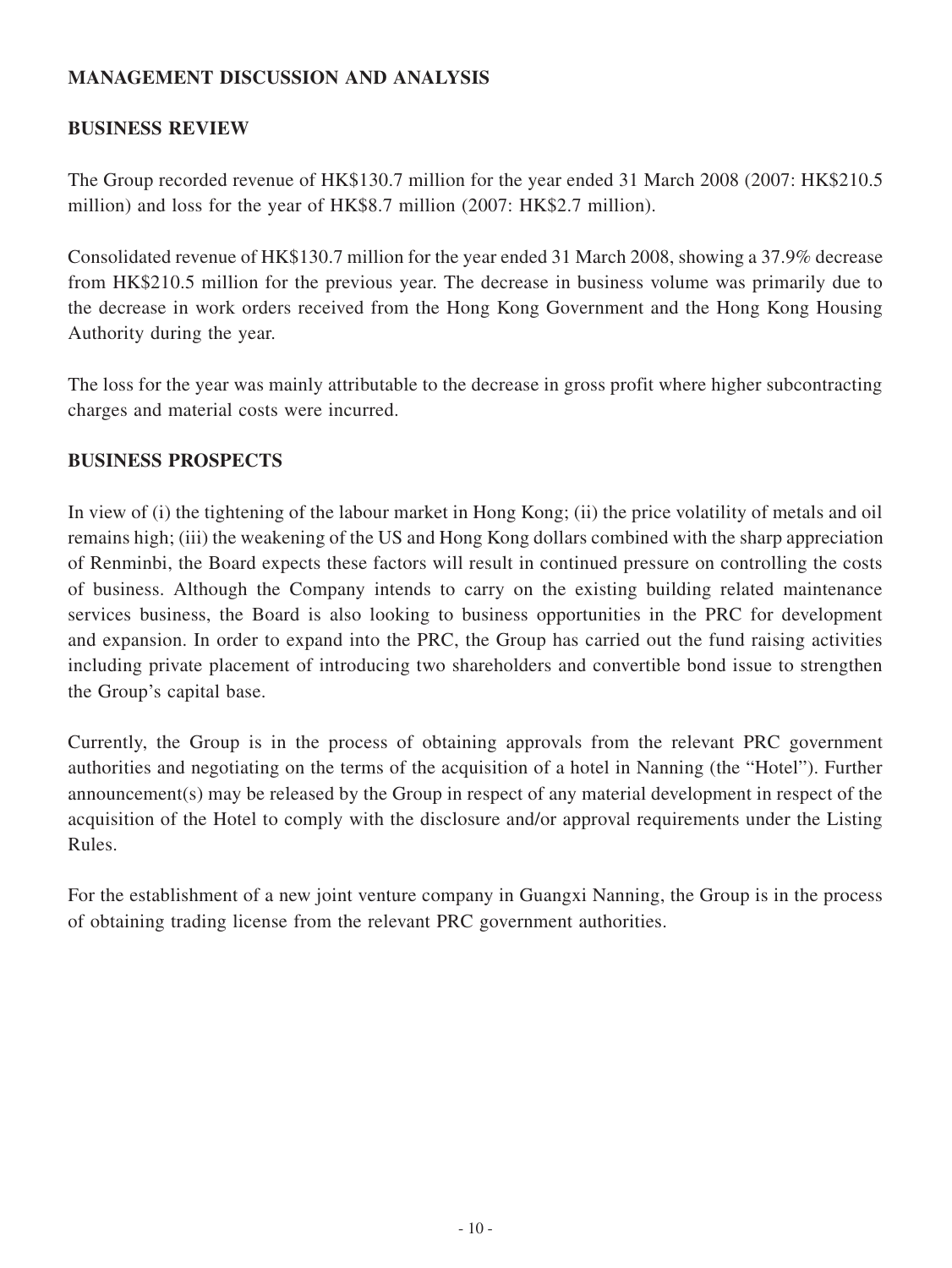## MANAGEMENT DISCUSSION AND ANALYSIS

### BUSINESS REVIEW

The Group recorded revenue of HK$130.7 million for the year ended 31 March 2008 (2007: HK$210.5 million) and loss for the year of HK$8.7 million (2007: HK$2.7 million).

Consolidated revenue of HK$130.7 million for the year ended 31 March 2008, showing a 37.9% decrease from HK$210.5 million for the previous year. The decrease in business volume was primarily due to the decrease in work orders received from the Hong Kong Government and the Hong Kong Housing Authority during the year.

The loss for the year was mainly attributable to the decrease in gross profit where higher subcontracting charges and material costs were incurred.

### BUSINESS PROSPECTS

In view of (i) the tightening of the labour market in Hong Kong; (ii) the price volatility of metals and oil remains high; (iii) the weakening of the US and Hong Kong dollars combined with the sharp appreciation of Renminbi, the Board expects these factors will result in continued pressure on controlling the costs of business. Although the Company intends to carry on the existing building related maintenance services business, the Board is also looking to business opportunities in the PRC for development and expansion. In order to expand into the PRC, the Group has carried out the fund raising activities including private placement of introducing two shareholders and convertible bond issue to strengthen the Group's capital base.

Currently, the Group is in the process of obtaining approvals from the relevant PRC government authorities and negotiating on the terms of the acquisition of a hotel in Nanning (the "Hotel"). Further announcement(s) may be released by the Group in respect of any material development in respect of the acquisition of the Hotel to comply with the disclosure and/or approval requirements under the Listing Rules.

For the establishment of a new joint venture company in Guangxi Nanning, the Group is in the process of obtaining trading license from the relevant PRC government authorities.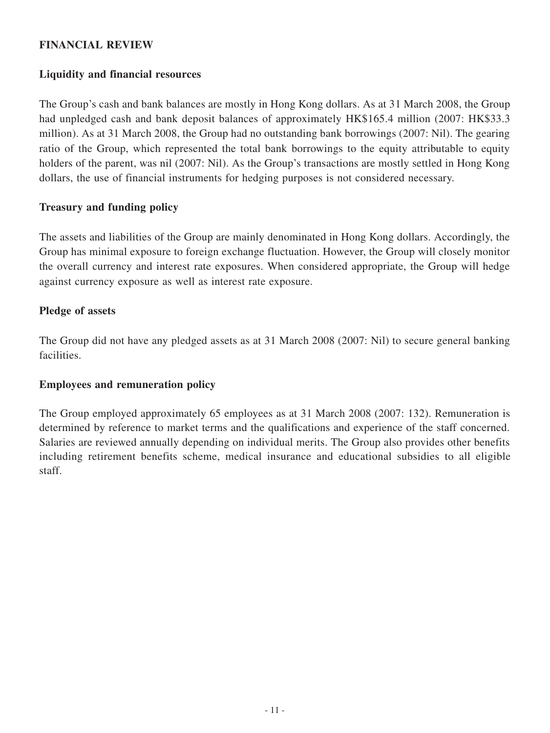## FINANCIAL REVIEW

### Liquidity and financial resources

The Group's cash and bank balances are mostly in Hong Kong dollars. As at 31 March 2008, the Group had unpledged cash and bank deposit balances of approximately HK$165.4 million (2007: HK$33.3 million). As at 31 March 2008, the Group had no outstanding bank borrowings (2007: Nil). The gearing ratio of the Group, which represented the total bank borrowings to the equity attributable to equity holders of the parent, was nil (2007: Nil). As the Group's transactions are mostly settled in Hong Kong dollars, the use of financial instruments for hedging purposes is not considered necessary.

### Treasury and funding policy

The assets and liabilities of the Group are mainly denominated in Hong Kong dollars. Accordingly, the Group has minimal exposure to foreign exchange fluctuation. However, the Group will closely monitor the overall currency and interest rate exposures. When considered appropriate, the Group will hedge against currency exposure as well as interest rate exposure.

### Pledge of assets

The Group did not have any pledged assets as at 31 March 2008 (2007: Nil) to secure general banking facilities.

### Employees and remuneration policy

The Group employed approximately 65 employees as at 31 March 2008 (2007: 132). Remuneration is determined by reference to market terms and the qualifications and experience of the staff concerned. Salaries are reviewed annually depending on individual merits. The Group also provides other benefits including retirement benefits scheme, medical insurance and educational subsidies to all eligible staff.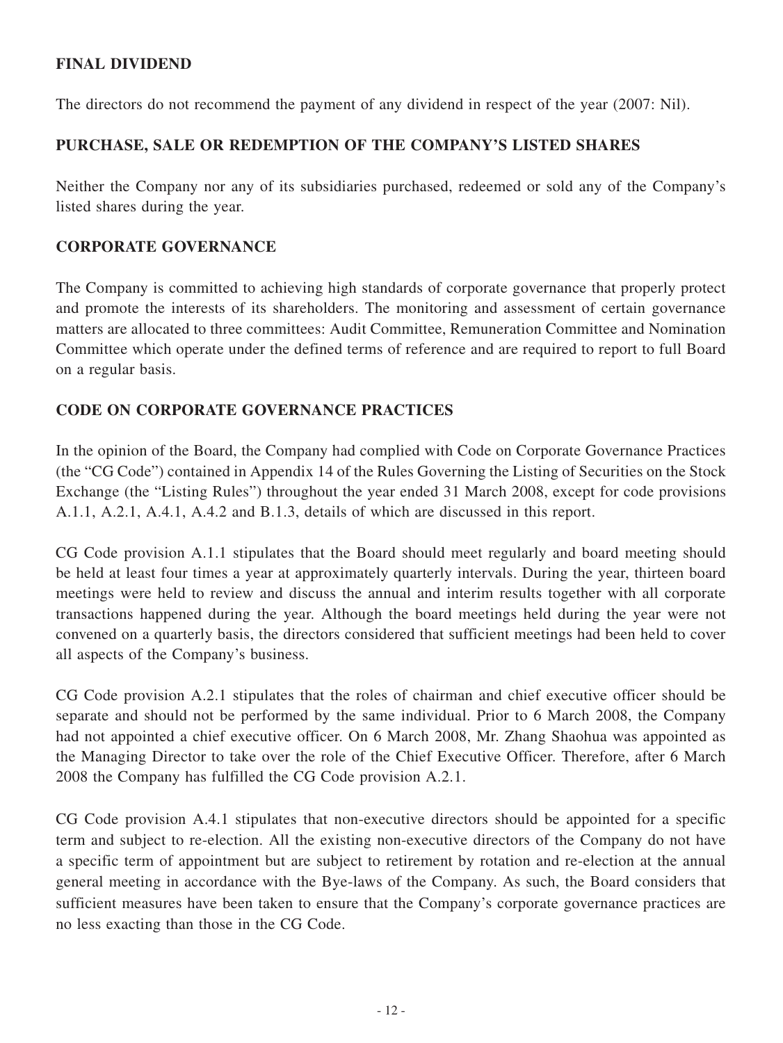## FINAL DIVIDEND

The directors do not recommend the payment of any dividend in respect of the year (2007: Nil).

## PURCHASE, SALE OR REDEMPTION OF THE COMPANY'S LISTED SHARES

Neither the Company nor any of its subsidiaries purchased, redeemed or sold any of the Company's listed shares during the year.

## CORPORATE GOVERNANCE

The Company is committed to achieving high standards of corporate governance that properly protect and promote the interests of its shareholders. The monitoring and assessment of certain governance matters are allocated to three committees: Audit Committee, Remuneration Committee and Nomination Committee which operate under the defined terms of reference and are required to report to full Board on a regular basis.

## CODE ON CORPORATE GOVERNANCE PRACTICES

In the opinion of the Board, the Company had complied with Code on Corporate Governance Practices (the "CG Code") contained in Appendix 14 of the Rules Governing the Listing of Securities on the Stock Exchange (the "Listing Rules") throughout the year ended 31 March 2008, except for code provisions A.1.1, A.2.1, A.4.1, A.4.2 and B.1.3, details of which are discussed in this report.

CG Code provision A.1.1 stipulates that the Board should meet regularly and board meeting should be held at least four times a year at approximately quarterly intervals. During the year, thirteen board meetings were held to review and discuss the annual and interim results together with all corporate transactions happened during the year. Although the board meetings held during the year were not convened on a quarterly basis, the directors considered that sufficient meetings had been held to cover all aspects of the Company's business.

CG Code provision A.2.1 stipulates that the roles of chairman and chief executive officer should be separate and should not be performed by the same individual. Prior to 6 March 2008, the Company had not appointed a chief executive officer. On 6 March 2008, Mr. Zhang Shaohua was appointed as the Managing Director to take over the role of the Chief Executive Officer. Therefore, after 6 March 2008 the Company has fulfilled the CG Code provision A.2.1.

CG Code provision A.4.1 stipulates that non-executive directors should be appointed for a specific term and subject to re-election. All the existing non-executive directors of the Company do not have a specific term of appointment but are subject to retirement by rotation and re-election at the annual general meeting in accordance with the Bye-laws of the Company. As such, the Board considers that sufficient measures have been taken to ensure that the Company's corporate governance practices are no less exacting than those in the CG Code.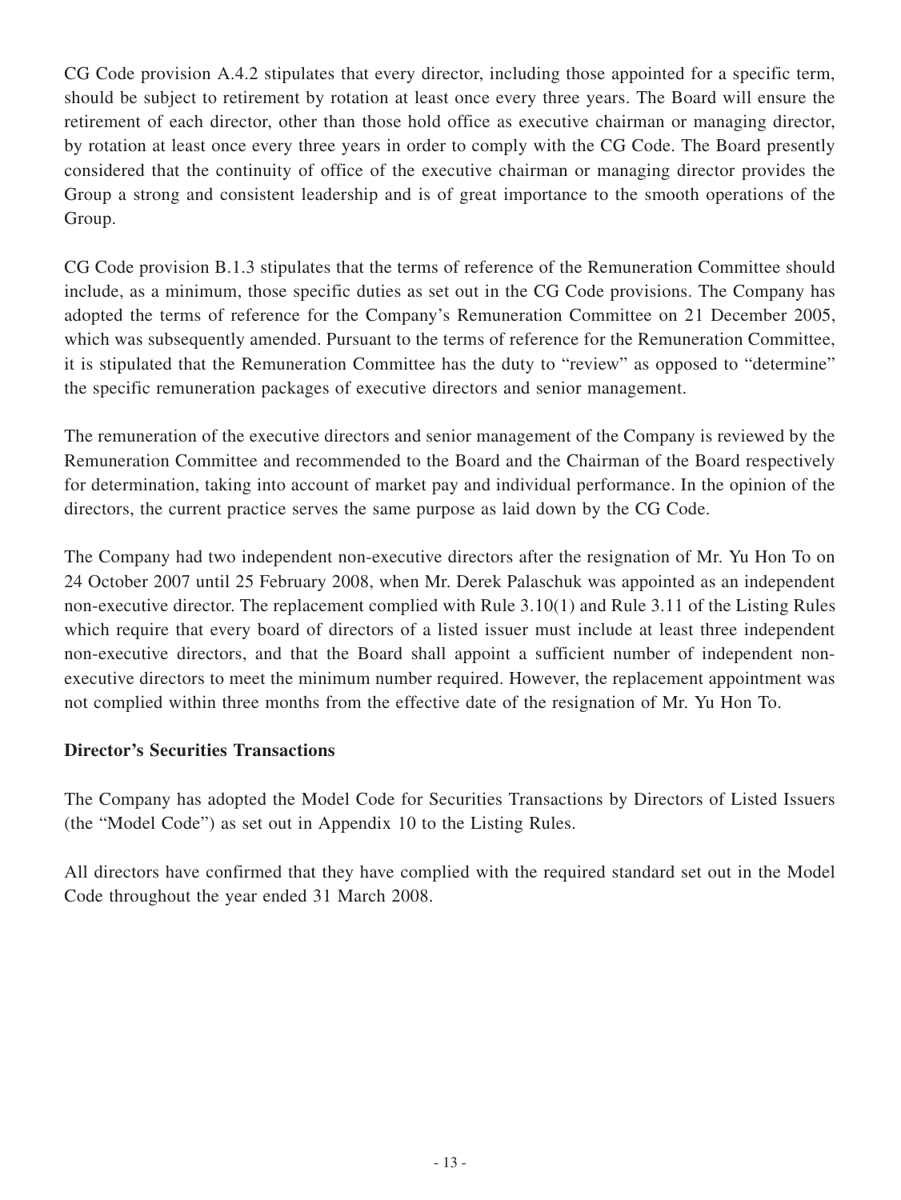CG Code provision A.4.2 stipulates that every director, including those appointed for a specific term, should be subject to retirement by rotation at least once every three years. The Board will ensure the retirement of each director, other than those hold office as executive chairman or managing director, by rotation at least once every three years in order to comply with the CG Code. The Board presently considered that the continuity of office of the executive chairman or managing director provides the Group a strong and consistent leadership and is of great importance to the smooth operations of the Group.

CG Code provision B.1.3 stipulates that the terms of reference of the Remuneration Committee should include, as a minimum, those specific duties as set out in the CG Code provisions. The Company has adopted the terms of reference for the Company's Remuneration Committee on 21 December 2005, which was subsequently amended. Pursuant to the terms of reference for the Remuneration Committee, it is stipulated that the Remuneration Committee has the duty to "review" as opposed to "determine" the specific remuneration packages of executive directors and senior management.

The remuneration of the executive directors and senior management of the Company is reviewed by the Remuneration Committee and recommended to the Board and the Chairman of the Board respectively for determination, taking into account of market pay and individual performance. In the opinion of the directors, the current practice serves the same purpose as laid down by the CG Code.

The Company had two independent non-executive directors after the resignation of Mr. Yu Hon To on 24 October 2007 until 25 February 2008, when Mr. Derek Palaschuk was appointed as an independent non-executive director. The replacement complied with Rule 3.10(1) and Rule 3.11 of the Listing Rules which require that every board of directors of a listed issuer must include at least three independent non-executive directors, and that the Board shall appoint a sufficient number of independent non-executive directors to meet the minimum number required. However, the replacement appointment was not complied within three months from the effective date of the resignation of Mr. Yu Hon To.

**Director's Securities Transactions**

The Company has adopted the Model Code for Securities Transactions by Directors of Listed Issuers (the "Model Code") as set out in Appendix 10 to the Listing Rules.

All directors have confirmed that they have complied with the required standard set out in the Model Code throughout the year ended 31 March 2008.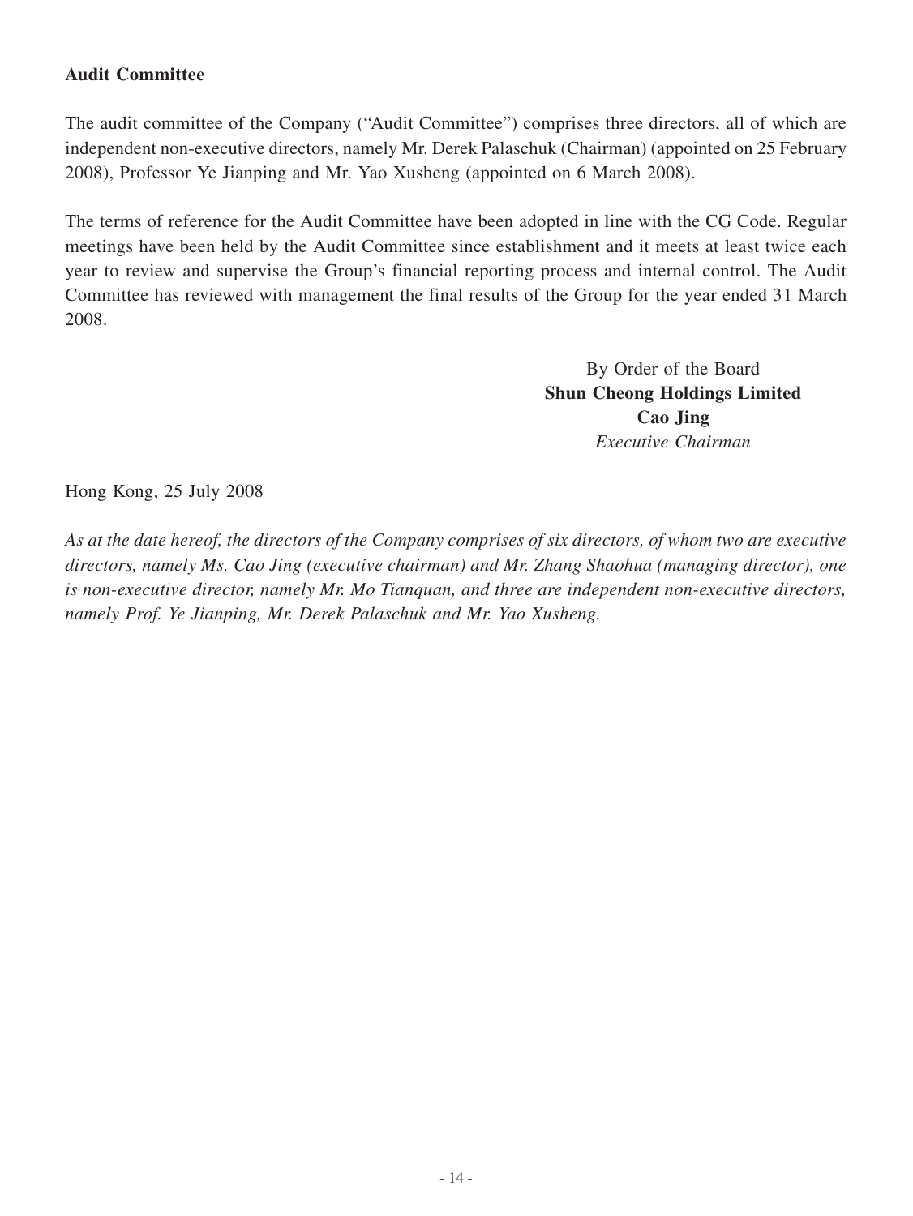**Audit Committee**

The audit committee of the Company ("Audit Committee") comprises three directors, all of which are independent non-executive directors, namely Mr. Derek Palaschuk (Chairman) (appointed on 25 February 2008), Professor Ye Jianping and Mr. Yao Xusheng (appointed on 6 March 2008).

The terms of reference for the Audit Committee have been adopted in line with the CG Code. Regular meetings have been held by the Audit Committee since establishment and it meets at least twice each year to review and supervise the Group's financial reporting process and internal control. The Audit Committee has reviewed with management the final results of the Group for the year ended 31 March 2008.

By Order of the Board
**Shun Cheong Holdings Limited**
**Cao Jing**
*Executive Chairman*

Hong Kong, 25 July 2008

*As at the date hereof, the directors of the Company comprises of six directors, of whom two are executive directors, namely Ms. Cao Jing (executive chairman) and Mr. Zhang Shaohua (managing director), one is non-executive director, namely Mr. Mo Tianquan, and three are independent non-executive directors, namely Prof. Ye Jianping, Mr. Derek Palaschuk and Mr. Yao Xusheng.*